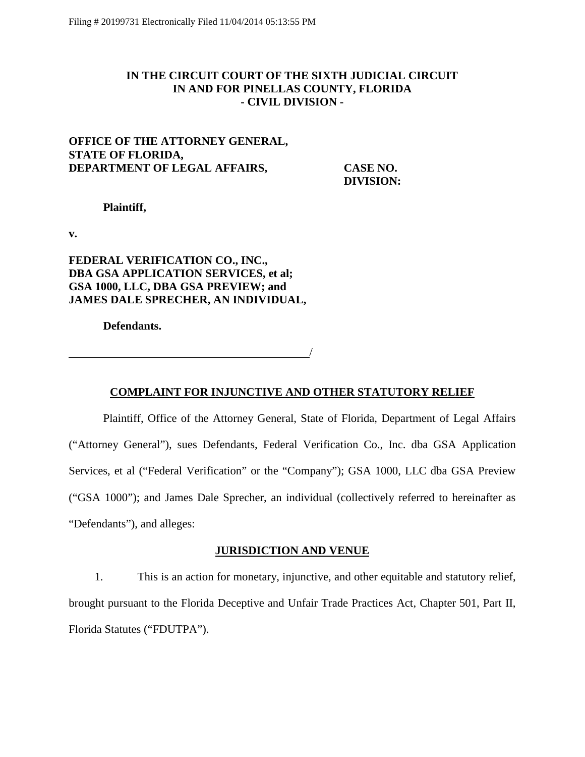Filing # 20199731 Electronically Filed 11/04/2014 05:13:55 PM

**IN THE CIRCUIT COURT OF THE SIXTH JUDICIAL CIRCUIT**
**IN AND FOR PINELLAS COUNTY, FLORIDA**
**- CIVIL DIVISION -**

**OFFICE OF THE ATTORNEY GENERAL,**
**STATE OF FLORIDA,**
**DEPARTMENT OF LEGAL AFFAIRS,**

**CASE NO.**
**DIVISION:**

**Plaintiff,**

**v.**

**FEDERAL VERIFICATION CO., INC.,**
**DBA GSA APPLICATION SERVICES, et al;**
**GSA 1000, LLC, DBA GSA PREVIEW; and**
**JAMES DALE SPRECHER, AN INDIVIDUAL,**

**Defendants.**

_______________________________________/

## COMPLAINT FOR INJUNCTIVE AND OTHER STATUTORY RELIEF

Plaintiff, Office of the Attorney General, State of Florida, Department of Legal Affairs ("Attorney General"), sues Defendants, Federal Verification Co., Inc. dba GSA Application Services, et al ("Federal Verification" or the "Company"); GSA 1000, LLC dba GSA Preview ("GSA 1000"); and James Dale Sprecher, an individual (collectively referred to hereinafter as "Defendants"), and alleges:

## JURISDICTION AND VENUE

1. This is an action for monetary, injunctive, and other equitable and statutory relief, brought pursuant to the Florida Deceptive and Unfair Trade Practices Act, Chapter 501, Part II, Florida Statutes ("FDUTPA").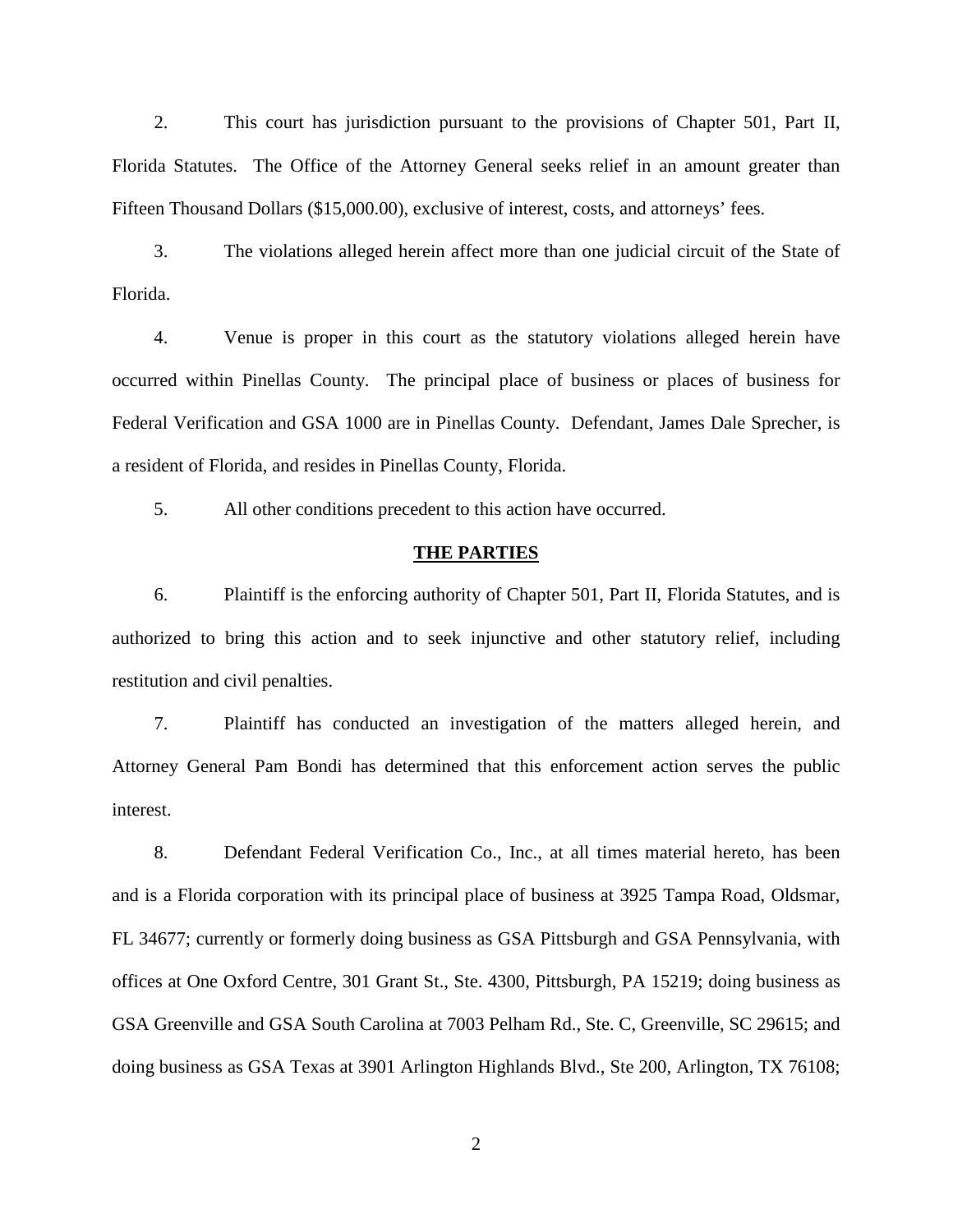2. This court has jurisdiction pursuant to the provisions of Chapter 501, Part II, Florida Statutes. The Office of the Attorney General seeks relief in an amount greater than Fifteen Thousand Dollars ($15,000.00), exclusive of interest, costs, and attorneys' fees.

3. The violations alleged herein affect more than one judicial circuit of the State of Florida.

4. Venue is proper in this court as the statutory violations alleged herein have occurred within Pinellas County. The principal place of business or places of business for Federal Verification and GSA 1000 are in Pinellas County. Defendant, James Dale Sprecher, is a resident of Florida, and resides in Pinellas County, Florida.

5. All other conditions precedent to this action have occurred.

## THE PARTIES

6. Plaintiff is the enforcing authority of Chapter 501, Part II, Florida Statutes, and is authorized to bring this action and to seek injunctive and other statutory relief, including restitution and civil penalties.

7. Plaintiff has conducted an investigation of the matters alleged herein, and Attorney General Pam Bondi has determined that this enforcement action serves the public interest.

8. Defendant Federal Verification Co., Inc., at all times material hereto, has been and is a Florida corporation with its principal place of business at 3925 Tampa Road, Oldsmar, FL 34677; currently or formerly doing business as GSA Pittsburgh and GSA Pennsylvania, with offices at One Oxford Centre, 301 Grant St., Ste. 4300, Pittsburgh, PA 15219; doing business as GSA Greenville and GSA South Carolina at 7003 Pelham Rd., Ste. C, Greenville, SC 29615; and doing business as GSA Texas at 3901 Arlington Highlands Blvd., Ste 200, Arlington, TX 76108;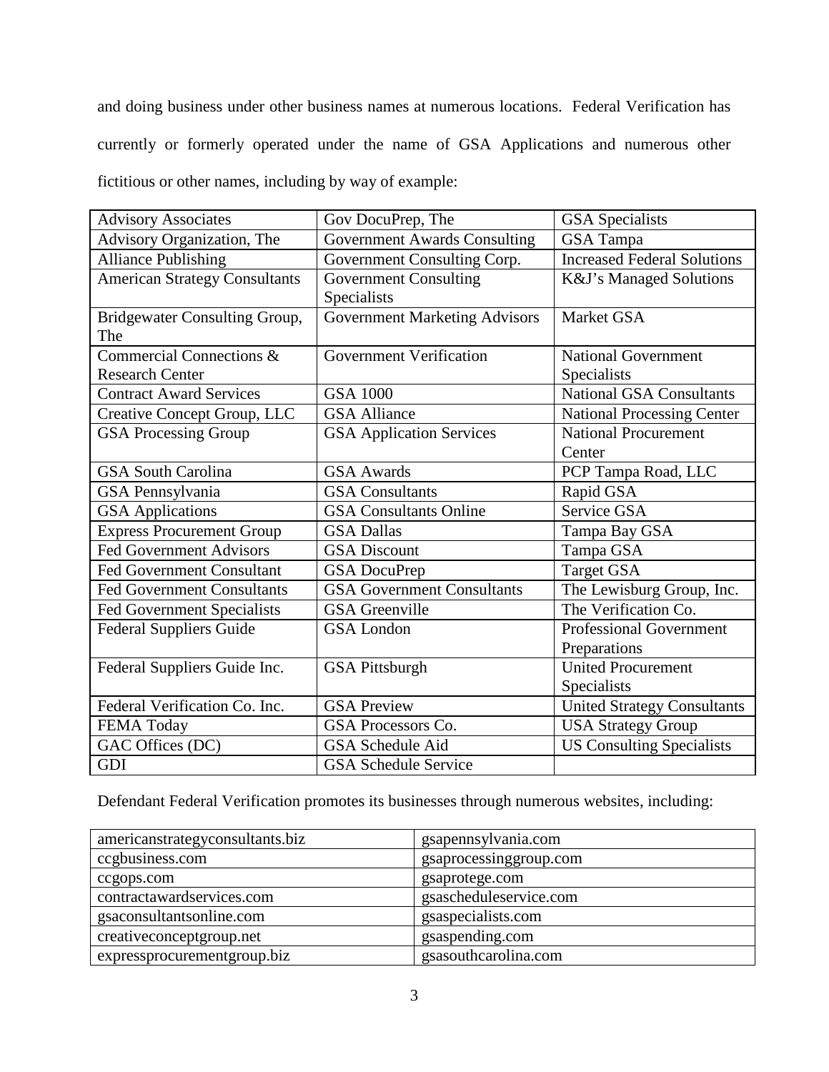and doing business under other business names at numerous locations. Federal Verification has currently or formerly operated under the name of GSA Applications and numerous other fictitious or other names, including by way of example:

| | | |
|---|---|---|
| Advisory Associates | Gov DocuPrep, The | GSA Specialists |
| Advisory Organization, The | Government Awards Consulting | GSA Tampa |
| Alliance Publishing | Government Consulting Corp. | Increased Federal Solutions |
| American Strategy Consultants | Government Consulting Specialists | K&J's Managed Solutions |
| Bridgewater Consulting Group, The | Government Marketing Advisors | Market GSA |
| Commercial Connections & Research Center | Government Verification | National Government Specialists |
| Contract Award Services | GSA 1000 | National GSA Consultants |
| Creative Concept Group, LLC | GSA Alliance | National Processing Center |
| GSA Processing Group | GSA Application Services | National Procurement Center |
| GSA South Carolina | GSA Awards | PCP Tampa Road, LLC |
| GSA Pennsylvania | GSA Consultants | Rapid GSA |
| GSA Applications | GSA Consultants Online | Service GSA |
| Express Procurement Group | GSA Dallas | Tampa Bay GSA |
| Fed Government Advisors | GSA Discount | Tampa GSA |
| Fed Government Consultant | GSA DocuPrep | Target GSA |
| Fed Government Consultants | GSA Government Consultants | The Lewisburg Group, Inc. |
| Fed Government Specialists | GSA Greenville | The Verification Co. |
| Federal Suppliers Guide | GSA London | Professional Government Preparations |
| Federal Suppliers Guide Inc. | GSA Pittsburgh | United Procurement Specialists |
| Federal Verification Co. Inc. | GSA Preview | United Strategy Consultants |
| FEMA Today | GSA Processors Co. | USA Strategy Group |
| GAC Offices (DC) | GSA Schedule Aid | US Consulting Specialists |
| GDI | GSA Schedule Service | |

Defendant Federal Verification promotes its businesses through numerous websites, including:

| | |
|---|---|
| americanstrategyconsultants.biz | gsapennsylvania.com |
| ccgbusiness.com | gsaprocessinggroup.com |
| ccgops.com | gsaprotege.com |
| contractawardservices.com | gsascheduleservice.com |
| gsaconsultantsonline.com | gsaspecialists.com |
| creativeconceptgroup.net | gsaspending.com |
| expressprocurementgroup.biz | gsasouthcarolina.com |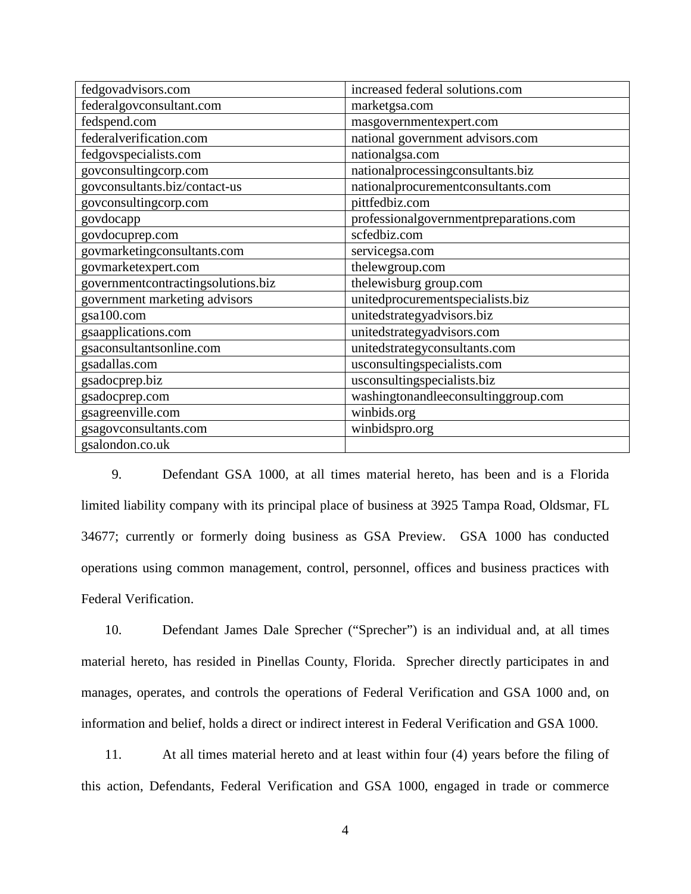| fedgovadvisors.com | increased federal solutions.com |
|---|---|
| federalgovconsultant.com | marketgsa.com |
| fedspend.com | masgovernmentexpert.com |
| federalverification.com | national government advisors.com |
| fedgovspecialists.com | nationalgsa.com |
| govconsultingcorp.com | nationalprocessingconsultants.biz |
| govconsultants.biz/contact-us | nationalprocurementconsultants.com |
| govconsultingcorp.com | pittfedbiz.com |
| govdocapp | professionalgovernmentpreparations.com |
| govdocuprep.com | scfedbiz.com |
| govmarketingconsultants.com | servicegsa.com |
| govmarketexpert.com | thelewgroup.com |
| governmentcontractingsolutions.biz | thelewisburg group.com |
| government marketing advisors | unitedprocurementspecialists.biz |
| gsa100.com | unitedstrategyadvisors.biz |
| gsaapplications.com | unitedstrategyadvisors.com |
| gsaconsultantsonline.com | unitedstrategyconsultants.com |
| gsadallas.com | usconsultingspecialists.com |
| gsadocprep.biz | usconsultingspecialists.biz |
| gsadocprep.com | washingtonandleeconsultinggroup.com |
| gsagreenville.com | winbids.org |
| gsagovconsultants.com | winbidspro.org |
| gsalondon.co.uk | |

9. Defendant GSA 1000, at all times material hereto, has been and is a Florida limited liability company with its principal place of business at 3925 Tampa Road, Oldsmar, FL 34677; currently or formerly doing business as GSA Preview. GSA 1000 has conducted operations using common management, control, personnel, offices and business practices with Federal Verification.

10. Defendant James Dale Sprecher ("Sprecher") is an individual and, at all times material hereto, has resided in Pinellas County, Florida. Sprecher directly participates in and manages, operates, and controls the operations of Federal Verification and GSA 1000 and, on information and belief, holds a direct or indirect interest in Federal Verification and GSA 1000.

11. At all times material hereto and at least within four (4) years before the filing of this action, Defendants, Federal Verification and GSA 1000, engaged in trade or commerce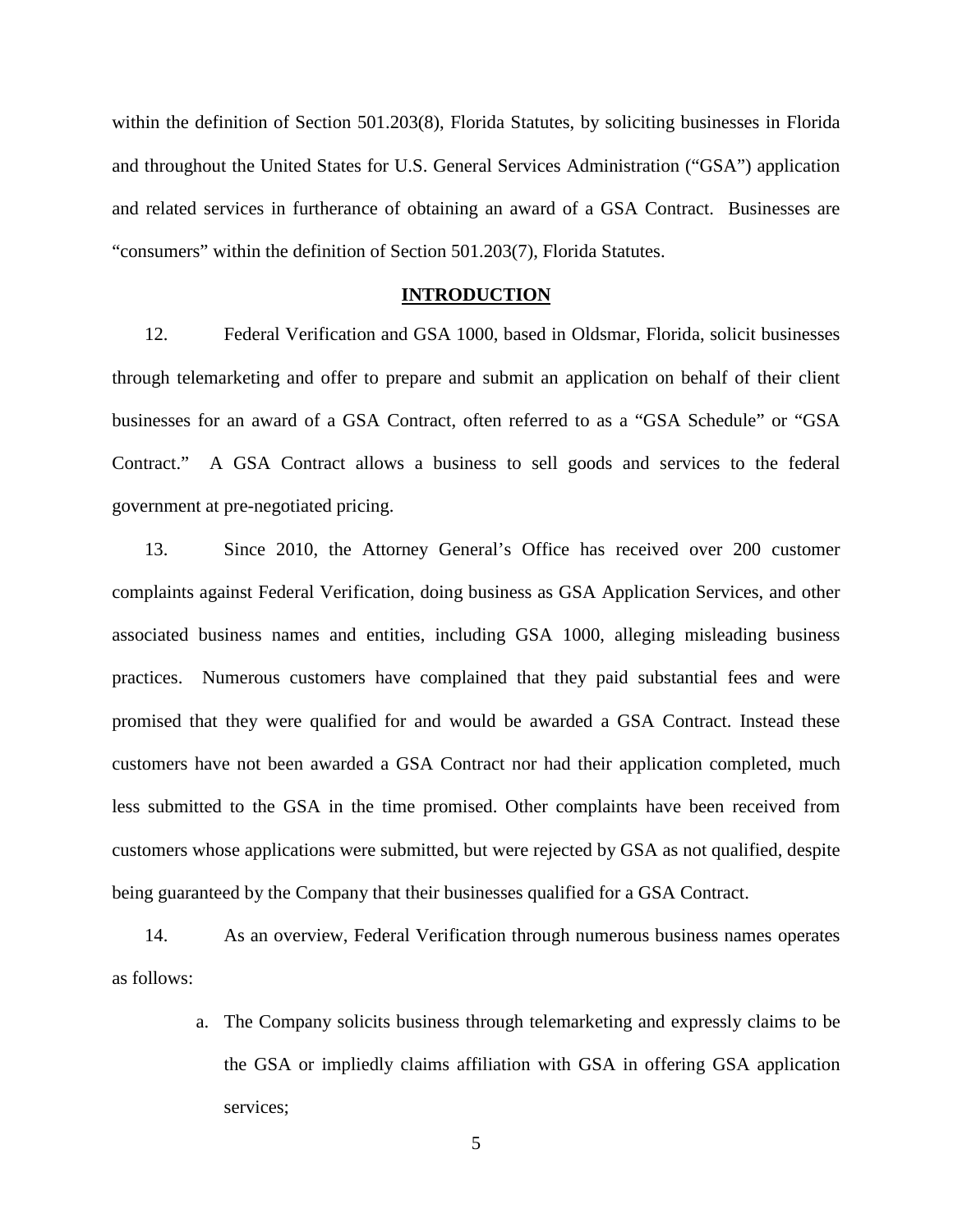within the definition of Section 501.203(8), Florida Statutes, by soliciting businesses in Florida and throughout the United States for U.S. General Services Administration ("GSA") application and related services in furtherance of obtaining an award of a GSA Contract. Businesses are "consumers" within the definition of Section 501.203(7), Florida Statutes.

## INTRODUCTION

12. Federal Verification and GSA 1000, based in Oldsmar, Florida, solicit businesses through telemarketing and offer to prepare and submit an application on behalf of their client businesses for an award of a GSA Contract, often referred to as a "GSA Schedule" or "GSA Contract." A GSA Contract allows a business to sell goods and services to the federal government at pre-negotiated pricing.

13. Since 2010, the Attorney General's Office has received over 200 customer complaints against Federal Verification, doing business as GSA Application Services, and other associated business names and entities, including GSA 1000, alleging misleading business practices. Numerous customers have complained that they paid substantial fees and were promised that they were qualified for and would be awarded a GSA Contract. Instead these customers have not been awarded a GSA Contract nor had their application completed, much less submitted to the GSA in the time promised. Other complaints have been received from customers whose applications were submitted, but were rejected by GSA as not qualified, despite being guaranteed by the Company that their businesses qualified for a GSA Contract.

14. As an overview, Federal Verification through numerous business names operates as follows:

a. The Company solicits business through telemarketing and expressly claims to be the GSA or impliedly claims affiliation with GSA in offering GSA application services;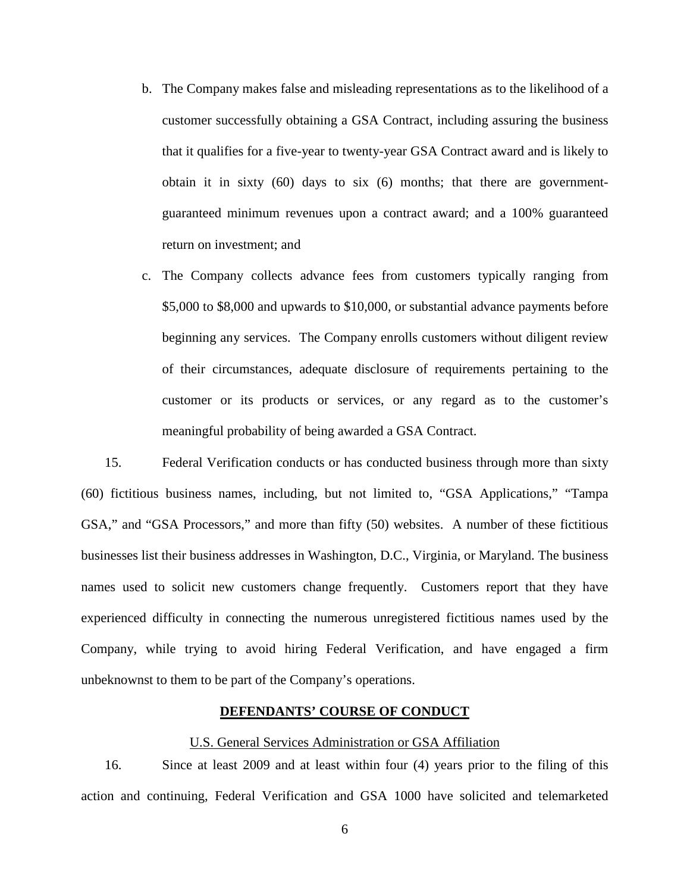b. The Company makes false and misleading representations as to the likelihood of a customer successfully obtaining a GSA Contract, including assuring the business that it qualifies for a five-year to twenty-year GSA Contract award and is likely to obtain it in sixty (60) days to six (6) months; that there are government-guaranteed minimum revenues upon a contract award; and a 100% guaranteed return on investment; and

c. The Company collects advance fees from customers typically ranging from \$5,000 to \$8,000 and upwards to \$10,000, or substantial advance payments before beginning any services. The Company enrolls customers without diligent review of their circumstances, adequate disclosure of requirements pertaining to the customer or its products or services, or any regard as to the customer's meaningful probability of being awarded a GSA Contract.

15. Federal Verification conducts or has conducted business through more than sixty (60) fictitious business names, including, but not limited to, "GSA Applications," "Tampa GSA," and "GSA Processors," and more than fifty (50) websites. A number of these fictitious businesses list their business addresses in Washington, D.C., Virginia, or Maryland. The business names used to solicit new customers change frequently. Customers report that they have experienced difficulty in connecting the numerous unregistered fictitious names used by the Company, while trying to avoid hiring Federal Verification, and have engaged a firm unbeknownst to them to be part of the Company's operations.

## DEFENDANTS' COURSE OF CONDUCT

### U.S. General Services Administration or GSA Affiliation

16. Since at least 2009 and at least within four (4) years prior to the filing of this action and continuing, Federal Verification and GSA 1000 have solicited and telemarketed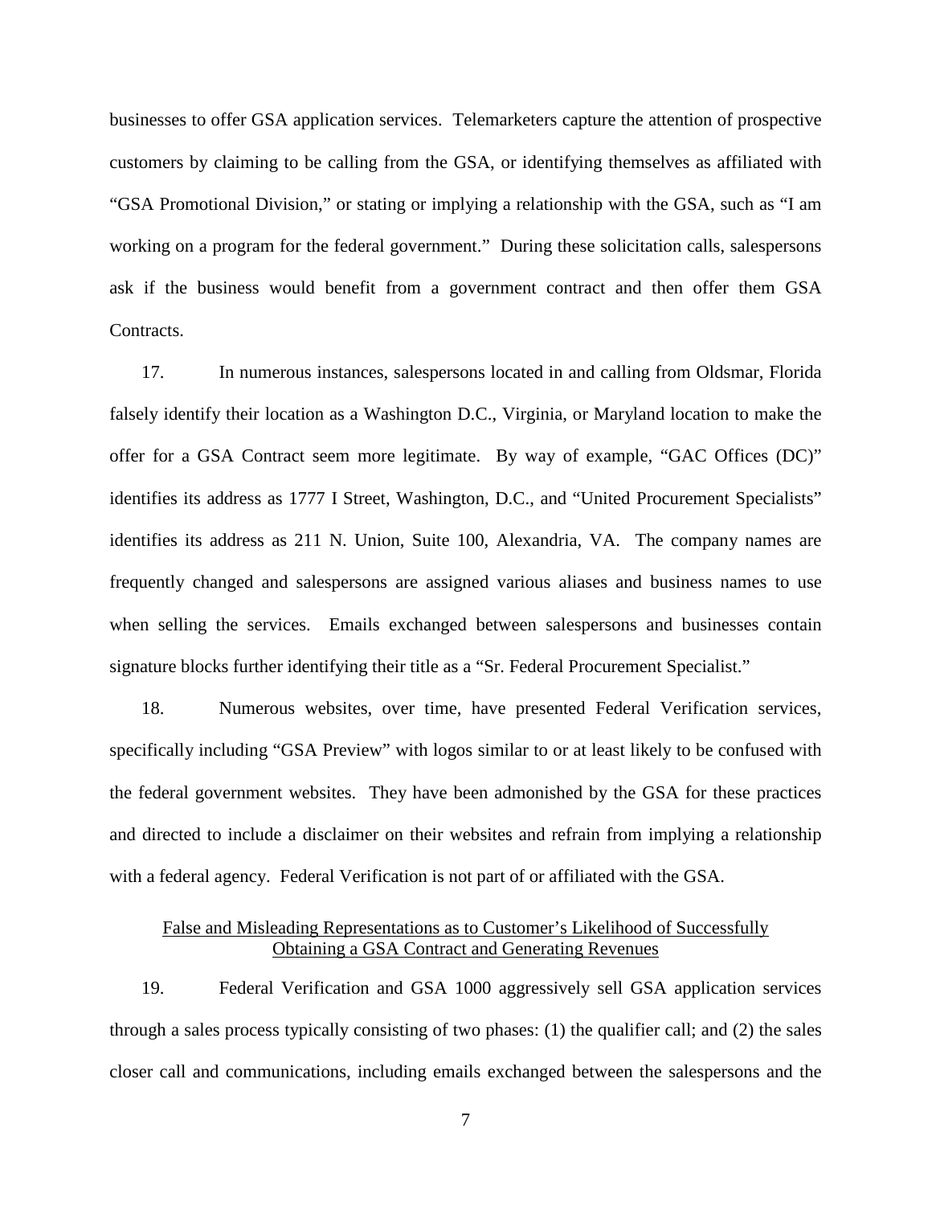businesses to offer GSA application services. Telemarketers capture the attention of prospective customers by claiming to be calling from the GSA, or identifying themselves as affiliated with "GSA Promotional Division," or stating or implying a relationship with the GSA, such as "I am working on a program for the federal government." During these solicitation calls, salespersons ask if the business would benefit from a government contract and then offer them GSA Contracts.

17. In numerous instances, salespersons located in and calling from Oldsmar, Florida falsely identify their location as a Washington D.C., Virginia, or Maryland location to make the offer for a GSA Contract seem more legitimate. By way of example, "GAC Offices (DC)" identifies its address as 1777 I Street, Washington, D.C., and "United Procurement Specialists" identifies its address as 211 N. Union, Suite 100, Alexandria, VA. The company names are frequently changed and salespersons are assigned various aliases and business names to use when selling the services. Emails exchanged between salespersons and businesses contain signature blocks further identifying their title as a "Sr. Federal Procurement Specialist."

18. Numerous websites, over time, have presented Federal Verification services, specifically including "GSA Preview" with logos similar to or at least likely to be confused with the federal government websites. They have been admonished by the GSA for these practices and directed to include a disclaimer on their websites and refrain from implying a relationship with a federal agency. Federal Verification is not part of or affiliated with the GSA.

<u>False and Misleading Representations as to Customer's Likelihood of Successfully Obtaining a GSA Contract and Generating Revenues</u>

19. Federal Verification and GSA 1000 aggressively sell GSA application services through a sales process typically consisting of two phases: (1) the qualifier call; and (2) the sales closer call and communications, including emails exchanged between the salespersons and the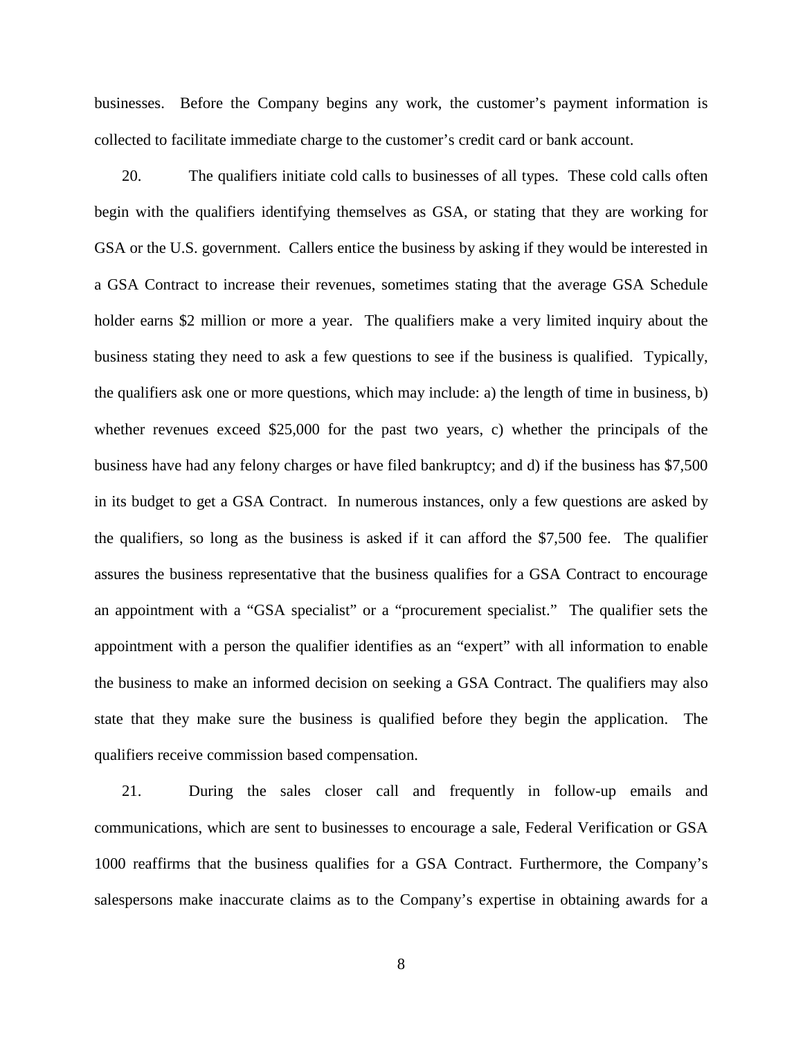businesses. Before the Company begins any work, the customer's payment information is collected to facilitate immediate charge to the customer's credit card or bank account.

20. The qualifiers initiate cold calls to businesses of all types. These cold calls often begin with the qualifiers identifying themselves as GSA, or stating that they are working for GSA or the U.S. government. Callers entice the business by asking if they would be interested in a GSA Contract to increase their revenues, sometimes stating that the average GSA Schedule holder earns $2 million or more a year. The qualifiers make a very limited inquiry about the business stating they need to ask a few questions to see if the business is qualified. Typically, the qualifiers ask one or more questions, which may include: a) the length of time in business, b) whether revenues exceed $25,000 for the past two years, c) whether the principals of the business have had any felony charges or have filed bankruptcy; and d) if the business has $7,500 in its budget to get a GSA Contract. In numerous instances, only a few questions are asked by the qualifiers, so long as the business is asked if it can afford the $7,500 fee. The qualifier assures the business representative that the business qualifies for a GSA Contract to encourage an appointment with a "GSA specialist" or a "procurement specialist." The qualifier sets the appointment with a person the qualifier identifies as an "expert" with all information to enable the business to make an informed decision on seeking a GSA Contract. The qualifiers may also state that they make sure the business is qualified before they begin the application. The qualifiers receive commission based compensation.

21. During the sales closer call and frequently in follow-up emails and communications, which are sent to businesses to encourage a sale, Federal Verification or GSA 1000 reaffirms that the business qualifies for a GSA Contract. Furthermore, the Company's salespersons make inaccurate claims as to the Company's expertise in obtaining awards for a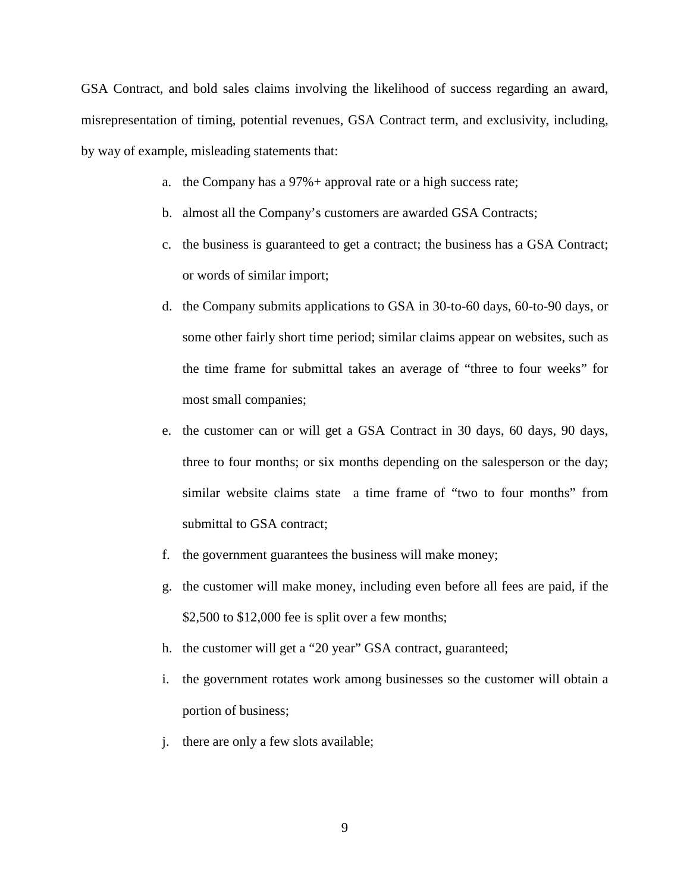GSA Contract, and bold sales claims involving the likelihood of success regarding an award, misrepresentation of timing, potential revenues, GSA Contract term, and exclusivity, including, by way of example, misleading statements that:

a. the Company has a 97%+ approval rate or a high success rate;

b. almost all the Company's customers are awarded GSA Contracts;

c. the business is guaranteed to get a contract; the business has a GSA Contract; or words of similar import;

d. the Company submits applications to GSA in 30-to-60 days, 60-to-90 days, or some other fairly short time period; similar claims appear on websites, such as the time frame for submittal takes an average of "three to four weeks" for most small companies;

e. the customer can or will get a GSA Contract in 30 days, 60 days, 90 days, three to four months; or six months depending on the salesperson or the day; similar website claims state a time frame of "two to four months" from submittal to GSA contract;

f. the government guarantees the business will make money;

g. the customer will make money, including even before all fees are paid, if the \$2,500 to \$12,000 fee is split over a few months;

h. the customer will get a "20 year" GSA contract, guaranteed;

i. the government rotates work among businesses so the customer will obtain a portion of business;

j. there are only a few slots available;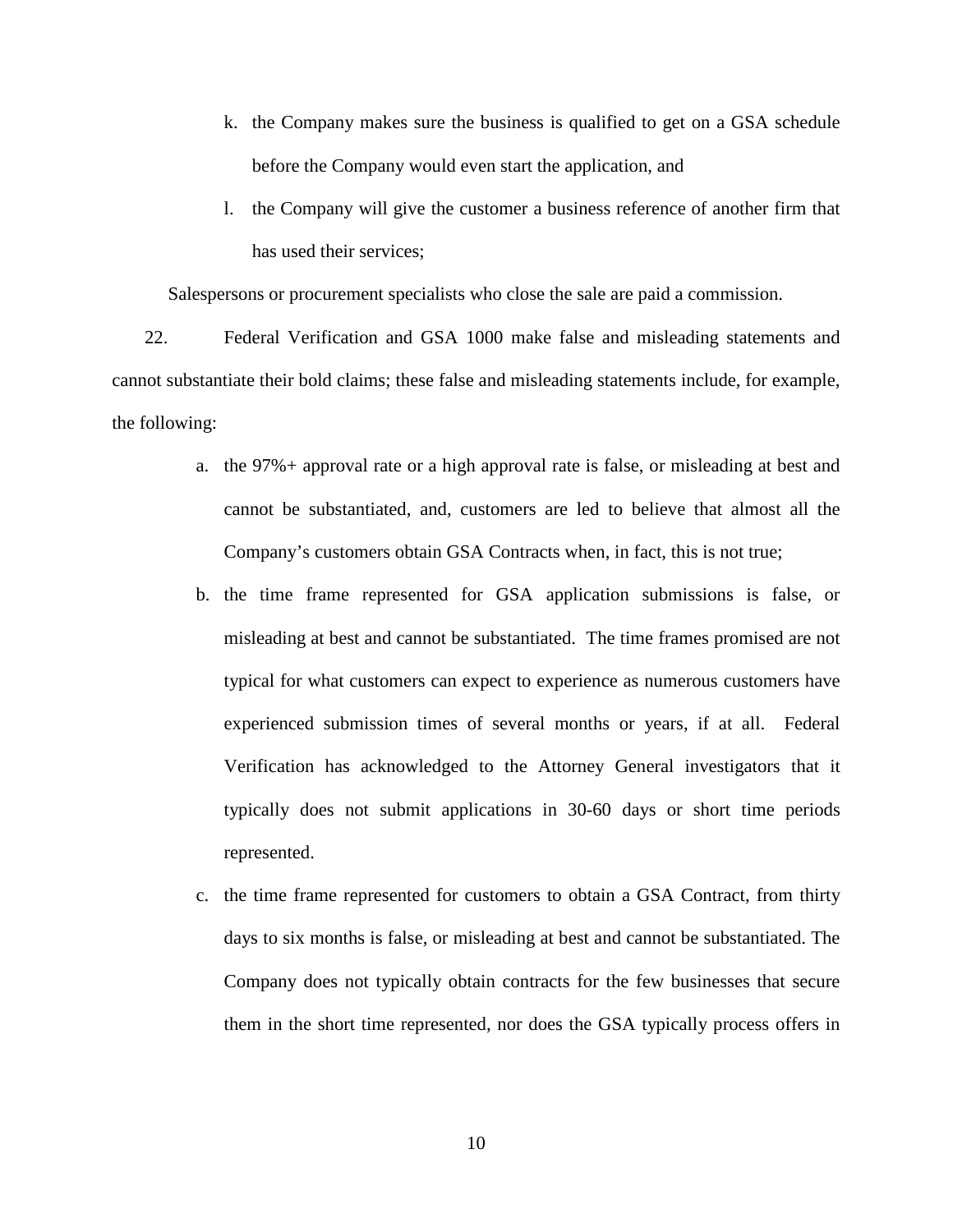k. the Company makes sure the business is qualified to get on a GSA schedule before the Company would even start the application, and

l. the Company will give the customer a business reference of another firm that has used their services;

Salespersons or procurement specialists who close the sale are paid a commission.

22. Federal Verification and GSA 1000 make false and misleading statements and cannot substantiate their bold claims; these false and misleading statements include, for example, the following:

a. the 97%+ approval rate or a high approval rate is false, or misleading at best and cannot be substantiated, and, customers are led to believe that almost all the Company's customers obtain GSA Contracts when, in fact, this is not true;

b. the time frame represented for GSA application submissions is false, or misleading at best and cannot be substantiated. The time frames promised are not typical for what customers can expect to experience as numerous customers have experienced submission times of several months or years, if at all. Federal Verification has acknowledged to the Attorney General investigators that it typically does not submit applications in 30-60 days or short time periods represented.

c. the time frame represented for customers to obtain a GSA Contract, from thirty days to six months is false, or misleading at best and cannot be substantiated. The Company does not typically obtain contracts for the few businesses that secure them in the short time represented, nor does the GSA typically process offers in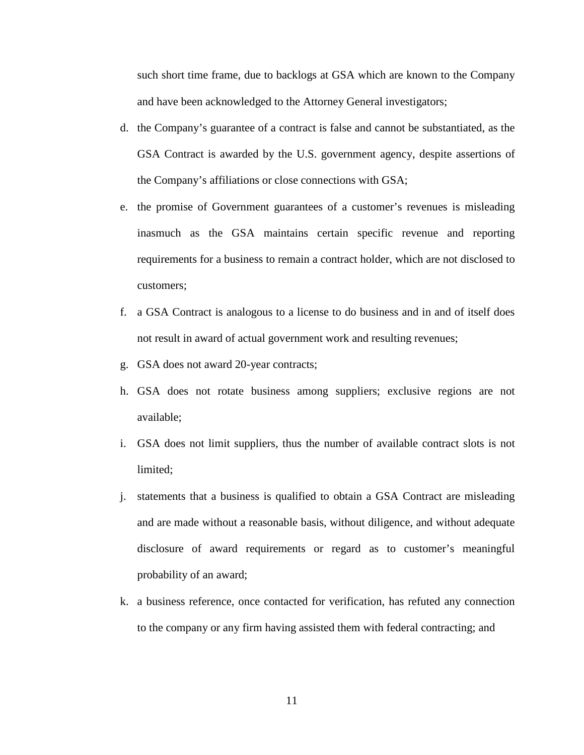such short time frame, due to backlogs at GSA which are known to the Company and have been acknowledged to the Attorney General investigators;

d. the Company's guarantee of a contract is false and cannot be substantiated, as the GSA Contract is awarded by the U.S. government agency, despite assertions of the Company's affiliations or close connections with GSA;

e. the promise of Government guarantees of a customer's revenues is misleading inasmuch as the GSA maintains certain specific revenue and reporting requirements for a business to remain a contract holder, which are not disclosed to customers;

f. a GSA Contract is analogous to a license to do business and in and of itself does not result in award of actual government work and resulting revenues;

g. GSA does not award 20-year contracts;

h. GSA does not rotate business among suppliers; exclusive regions are not available;

i. GSA does not limit suppliers, thus the number of available contract slots is not limited;

j. statements that a business is qualified to obtain a GSA Contract are misleading and are made without a reasonable basis, without diligence, and without adequate disclosure of award requirements or regard as to customer's meaningful probability of an award;

k. a business reference, once contacted for verification, has refuted any connection to the company or any firm having assisted them with federal contracting; and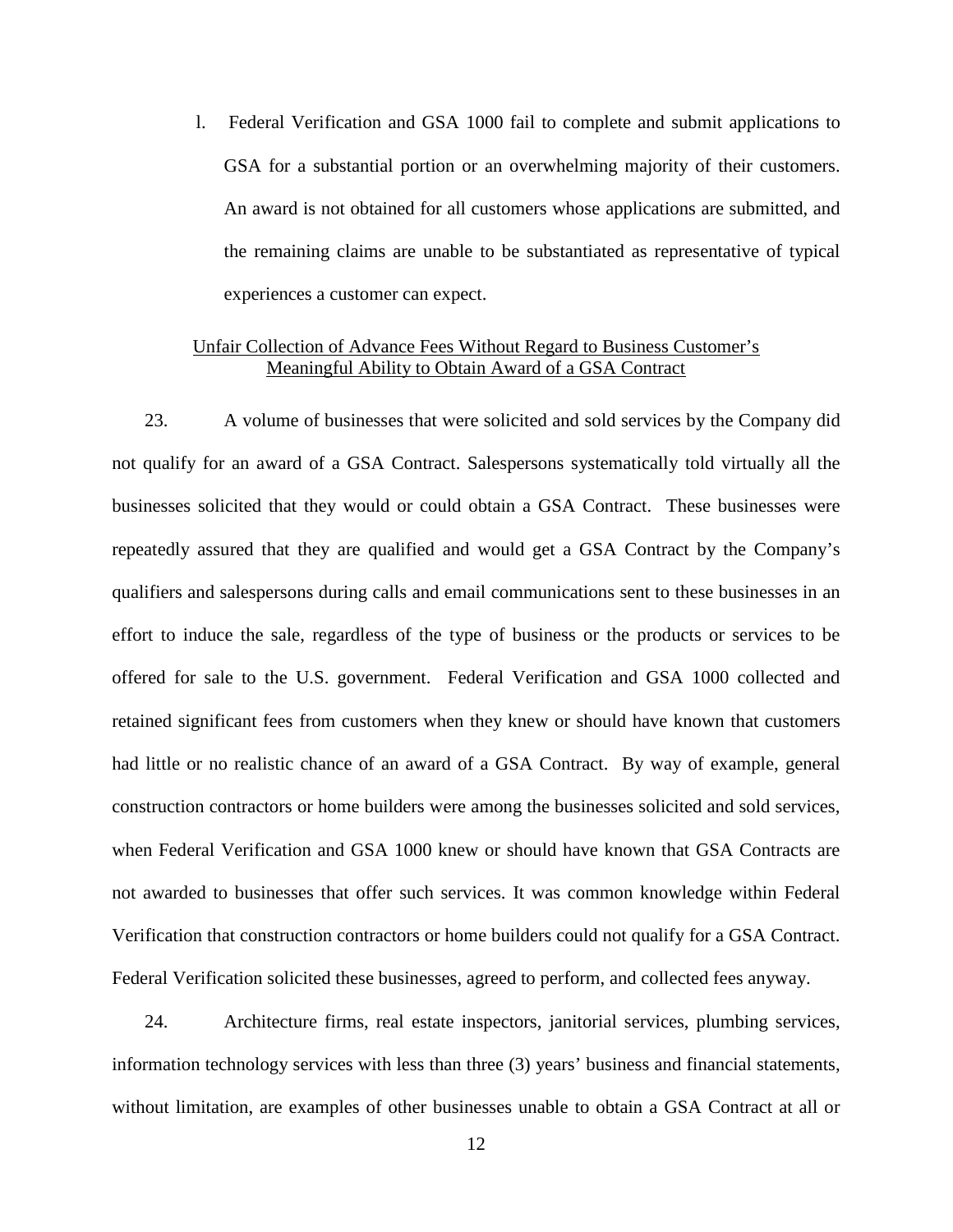l. Federal Verification and GSA 1000 fail to complete and submit applications to GSA for a substantial portion or an overwhelming majority of their customers. An award is not obtained for all customers whose applications are submitted, and the remaining claims are unable to be substantiated as representative of typical experiences a customer can expect.

<u>Unfair Collection of Advance Fees Without Regard to Business Customer's Meaningful Ability to Obtain Award of a GSA Contract</u>

23. A volume of businesses that were solicited and sold services by the Company did not qualify for an award of a GSA Contract. Salespersons systematically told virtually all the businesses solicited that they would or could obtain a GSA Contract. These businesses were repeatedly assured that they are qualified and would get a GSA Contract by the Company's qualifiers and salespersons during calls and email communications sent to these businesses in an effort to induce the sale, regardless of the type of business or the products or services to be offered for sale to the U.S. government. Federal Verification and GSA 1000 collected and retained significant fees from customers when they knew or should have known that customers had little or no realistic chance of an award of a GSA Contract. By way of example, general construction contractors or home builders were among the businesses solicited and sold services, when Federal Verification and GSA 1000 knew or should have known that GSA Contracts are not awarded to businesses that offer such services. It was common knowledge within Federal Verification that construction contractors or home builders could not qualify for a GSA Contract. Federal Verification solicited these businesses, agreed to perform, and collected fees anyway.

24. Architecture firms, real estate inspectors, janitorial services, plumbing services, information technology services with less than three (3) years' business and financial statements, without limitation, are examples of other businesses unable to obtain a GSA Contract at all or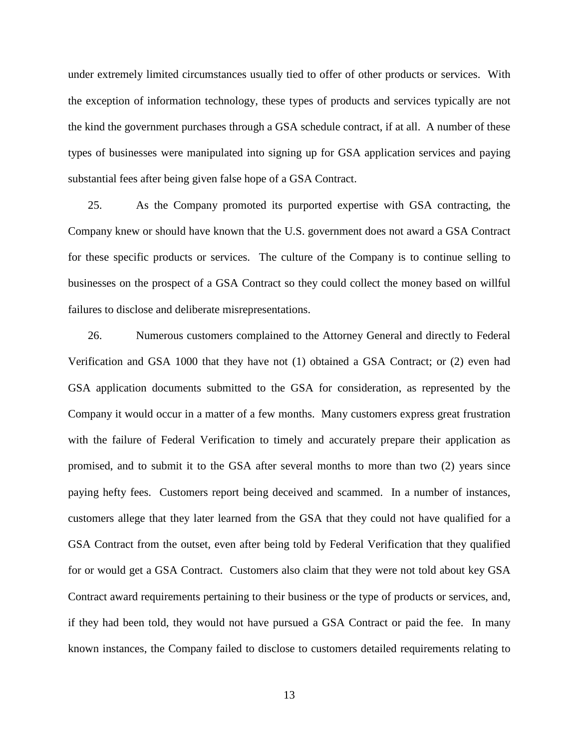under extremely limited circumstances usually tied to offer of other products or services. With the exception of information technology, these types of products and services typically are not the kind the government purchases through a GSA schedule contract, if at all. A number of these types of businesses were manipulated into signing up for GSA application services and paying substantial fees after being given false hope of a GSA Contract.

25. As the Company promoted its purported expertise with GSA contracting, the Company knew or should have known that the U.S. government does not award a GSA Contract for these specific products or services. The culture of the Company is to continue selling to businesses on the prospect of a GSA Contract so they could collect the money based on willful failures to disclose and deliberate misrepresentations.

26. Numerous customers complained to the Attorney General and directly to Federal Verification and GSA 1000 that they have not (1) obtained a GSA Contract; or (2) even had GSA application documents submitted to the GSA for consideration, as represented by the Company it would occur in a matter of a few months. Many customers express great frustration with the failure of Federal Verification to timely and accurately prepare their application as promised, and to submit it to the GSA after several months to more than two (2) years since paying hefty fees. Customers report being deceived and scammed. In a number of instances, customers allege that they later learned from the GSA that they could not have qualified for a GSA Contract from the outset, even after being told by Federal Verification that they qualified for or would get a GSA Contract. Customers also claim that they were not told about key GSA Contract award requirements pertaining to their business or the type of products or services, and, if they had been told, they would not have pursued a GSA Contract or paid the fee. In many known instances, the Company failed to disclose to customers detailed requirements relating to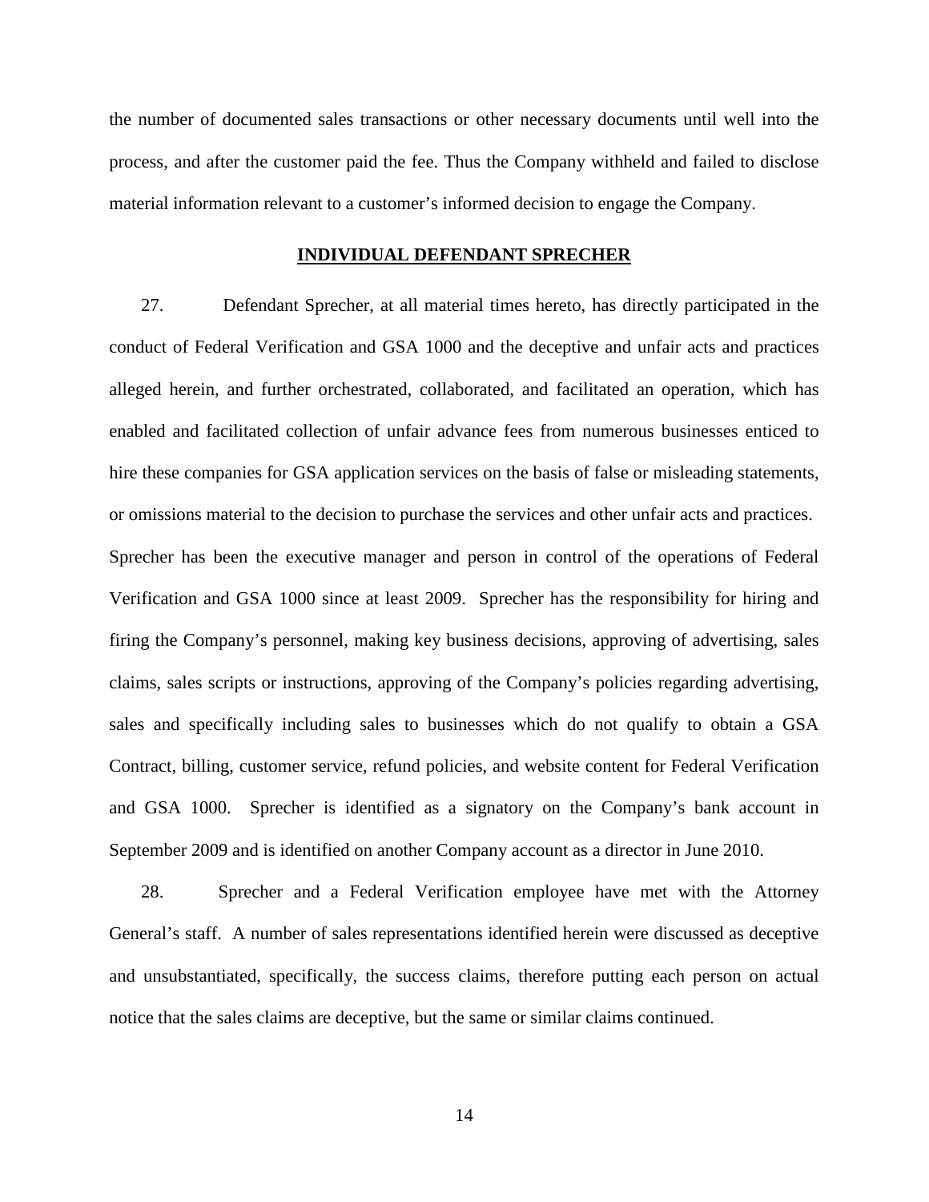the number of documented sales transactions or other necessary documents until well into the process, and after the customer paid the fee. Thus the Company withheld and failed to disclose material information relevant to a customer's informed decision to engage the Company.

## INDIVIDUAL DEFENDANT SPRECHER

27. Defendant Sprecher, at all material times hereto, has directly participated in the conduct of Federal Verification and GSA 1000 and the deceptive and unfair acts and practices alleged herein, and further orchestrated, collaborated, and facilitated an operation, which has enabled and facilitated collection of unfair advance fees from numerous businesses enticed to hire these companies for GSA application services on the basis of false or misleading statements, or omissions material to the decision to purchase the services and other unfair acts and practices. Sprecher has been the executive manager and person in control of the operations of Federal Verification and GSA 1000 since at least 2009. Sprecher has the responsibility for hiring and firing the Company's personnel, making key business decisions, approving of advertising, sales claims, sales scripts or instructions, approving of the Company's policies regarding advertising, sales and specifically including sales to businesses which do not qualify to obtain a GSA Contract, billing, customer service, refund policies, and website content for Federal Verification and GSA 1000. Sprecher is identified as a signatory on the Company's bank account in September 2009 and is identified on another Company account as a director in June 2010.

28. Sprecher and a Federal Verification employee have met with the Attorney General's staff. A number of sales representations identified herein were discussed as deceptive and unsubstantiated, specifically, the success claims, therefore putting each person on actual notice that the sales claims are deceptive, but the same or similar claims continued.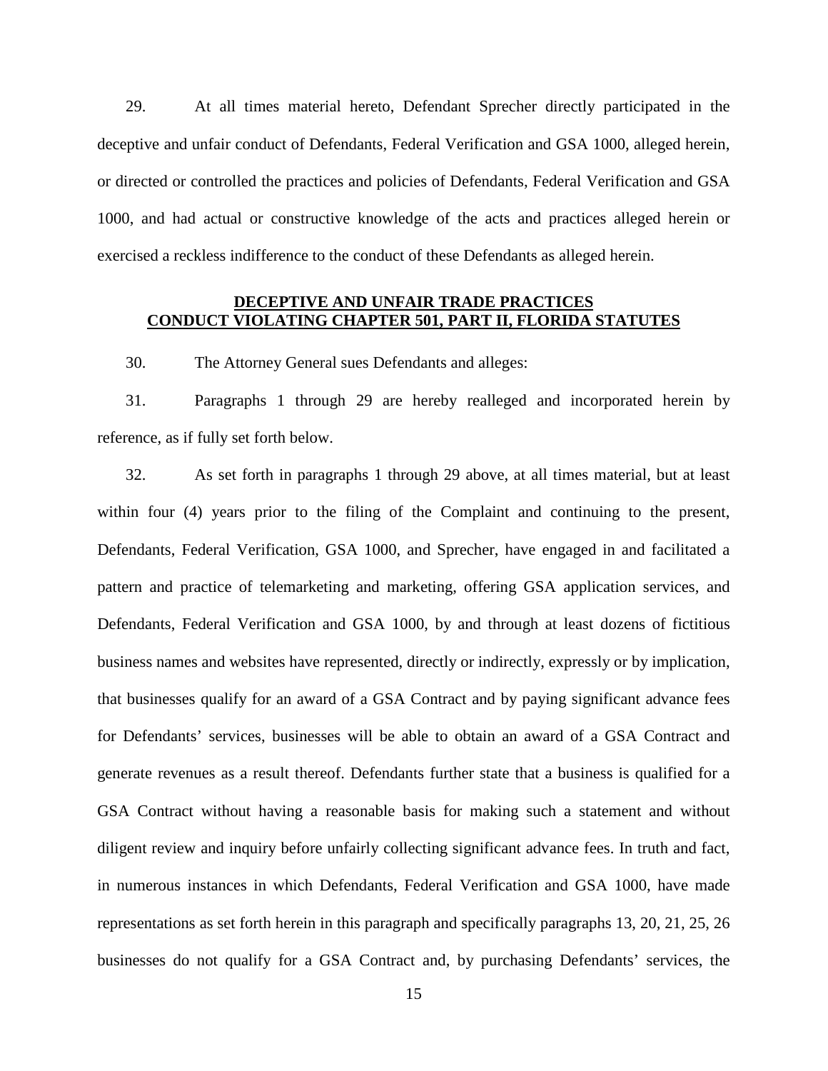29. At all times material hereto, Defendant Sprecher directly participated in the deceptive and unfair conduct of Defendants, Federal Verification and GSA 1000, alleged herein, or directed or controlled the practices and policies of Defendants, Federal Verification and GSA 1000, and had actual or constructive knowledge of the acts and practices alleged herein or exercised a reckless indifference to the conduct of these Defendants as alleged herein.

**<u>DECEPTIVE AND UNFAIR TRADE PRACTICES</u>**
**<u>CONDUCT VIOLATING CHAPTER 501, PART II, FLORIDA STATUTES</u>**

30. The Attorney General sues Defendants and alleges:

31. Paragraphs 1 through 29 are hereby realleged and incorporated herein by reference, as if fully set forth below.

32. As set forth in paragraphs 1 through 29 above, at all times material, but at least within four (4) years prior to the filing of the Complaint and continuing to the present, Defendants, Federal Verification, GSA 1000, and Sprecher, have engaged in and facilitated a pattern and practice of telemarketing and marketing, offering GSA application services, and Defendants, Federal Verification and GSA 1000, by and through at least dozens of fictitious business names and websites have represented, directly or indirectly, expressly or by implication, that businesses qualify for an award of a GSA Contract and by paying significant advance fees for Defendants' services, businesses will be able to obtain an award of a GSA Contract and generate revenues as a result thereof. Defendants further state that a business is qualified for a GSA Contract without having a reasonable basis for making such a statement and without diligent review and inquiry before unfairly collecting significant advance fees. In truth and fact, in numerous instances in which Defendants, Federal Verification and GSA 1000, have made representations as set forth herein in this paragraph and specifically paragraphs 13, 20, 21, 25, 26 businesses do not qualify for a GSA Contract and, by purchasing Defendants' services, the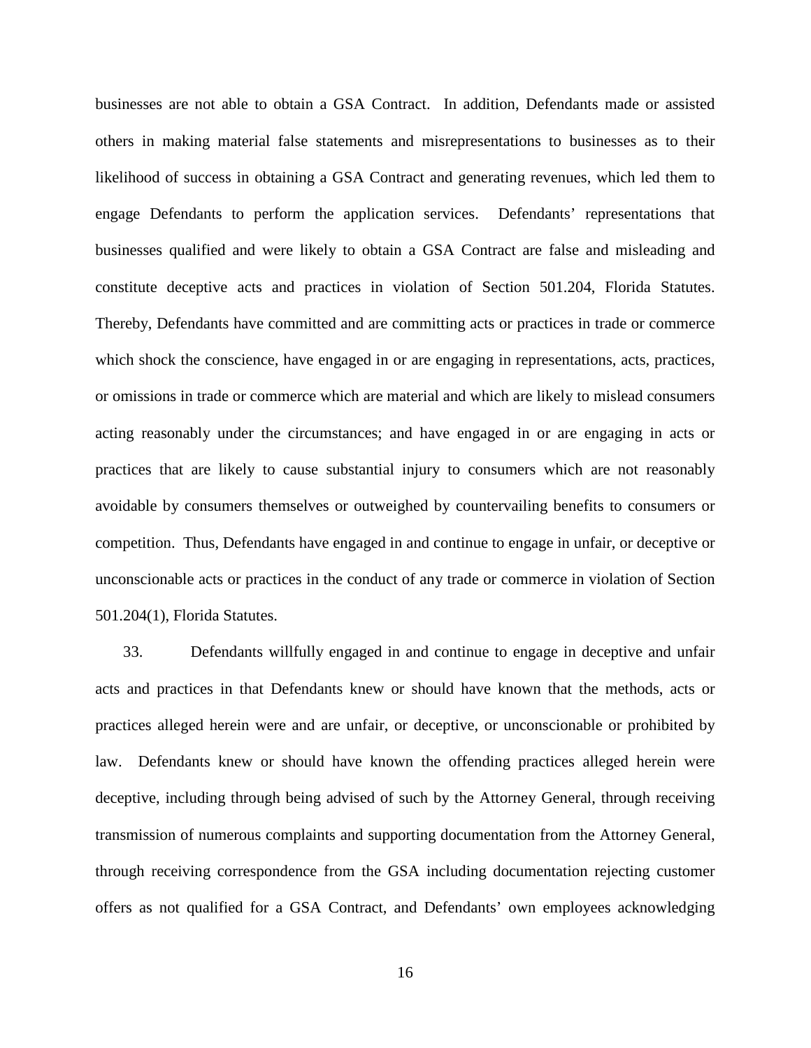businesses are not able to obtain a GSA Contract. In addition, Defendants made or assisted others in making material false statements and misrepresentations to businesses as to their likelihood of success in obtaining a GSA Contract and generating revenues, which led them to engage Defendants to perform the application services. Defendants' representations that businesses qualified and were likely to obtain a GSA Contract are false and misleading and constitute deceptive acts and practices in violation of Section 501.204, Florida Statutes. Thereby, Defendants have committed and are committing acts or practices in trade or commerce which shock the conscience, have engaged in or are engaging in representations, acts, practices, or omissions in trade or commerce which are material and which are likely to mislead consumers acting reasonably under the circumstances; and have engaged in or are engaging in acts or practices that are likely to cause substantial injury to consumers which are not reasonably avoidable by consumers themselves or outweighed by countervailing benefits to consumers or competition. Thus, Defendants have engaged in and continue to engage in unfair, or deceptive or unconscionable acts or practices in the conduct of any trade or commerce in violation of Section 501.204(1), Florida Statutes.

33. Defendants willfully engaged in and continue to engage in deceptive and unfair acts and practices in that Defendants knew or should have known that the methods, acts or practices alleged herein were and are unfair, or deceptive, or unconscionable or prohibited by law. Defendants knew or should have known the offending practices alleged herein were deceptive, including through being advised of such by the Attorney General, through receiving transmission of numerous complaints and supporting documentation from the Attorney General, through receiving correspondence from the GSA including documentation rejecting customer offers as not qualified for a GSA Contract, and Defendants' own employees acknowledging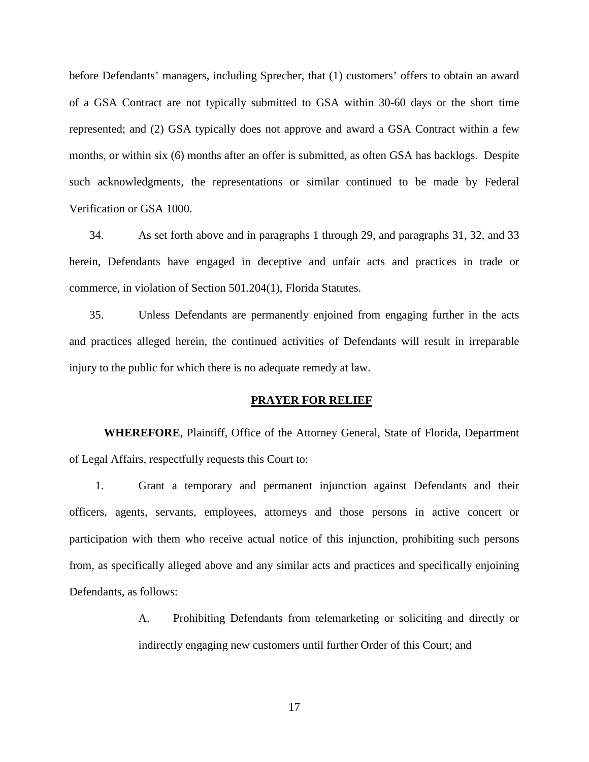before Defendants' managers, including Sprecher, that (1) customers' offers to obtain an award of a GSA Contract are not typically submitted to GSA within 30-60 days or the short time represented; and (2) GSA typically does not approve and award a GSA Contract within a few months, or within six (6) months after an offer is submitted, as often GSA has backlogs. Despite such acknowledgments, the representations or similar continued to be made by Federal Verification or GSA 1000.

34. As set forth above and in paragraphs 1 through 29, and paragraphs 31, 32, and 33 herein, Defendants have engaged in deceptive and unfair acts and practices in trade or commerce, in violation of Section 501.204(1), Florida Statutes.

35. Unless Defendants are permanently enjoined from engaging further in the acts and practices alleged herein, the continued activities of Defendants will result in irreparable injury to the public for which there is no adequate remedy at law.

## PRAYER FOR RELIEF

**WHEREFORE**, Plaintiff, Office of the Attorney General, State of Florida, Department of Legal Affairs, respectfully requests this Court to:

1. Grant a temporary and permanent injunction against Defendants and their officers, agents, servants, employees, attorneys and those persons in active concert or participation with them who receive actual notice of this injunction, prohibiting such persons from, as specifically alleged above and any similar acts and practices and specifically enjoining Defendants, as follows:

   A. Prohibiting Defendants from telemarketing or soliciting and directly or indirectly engaging new customers until further Order of this Court; and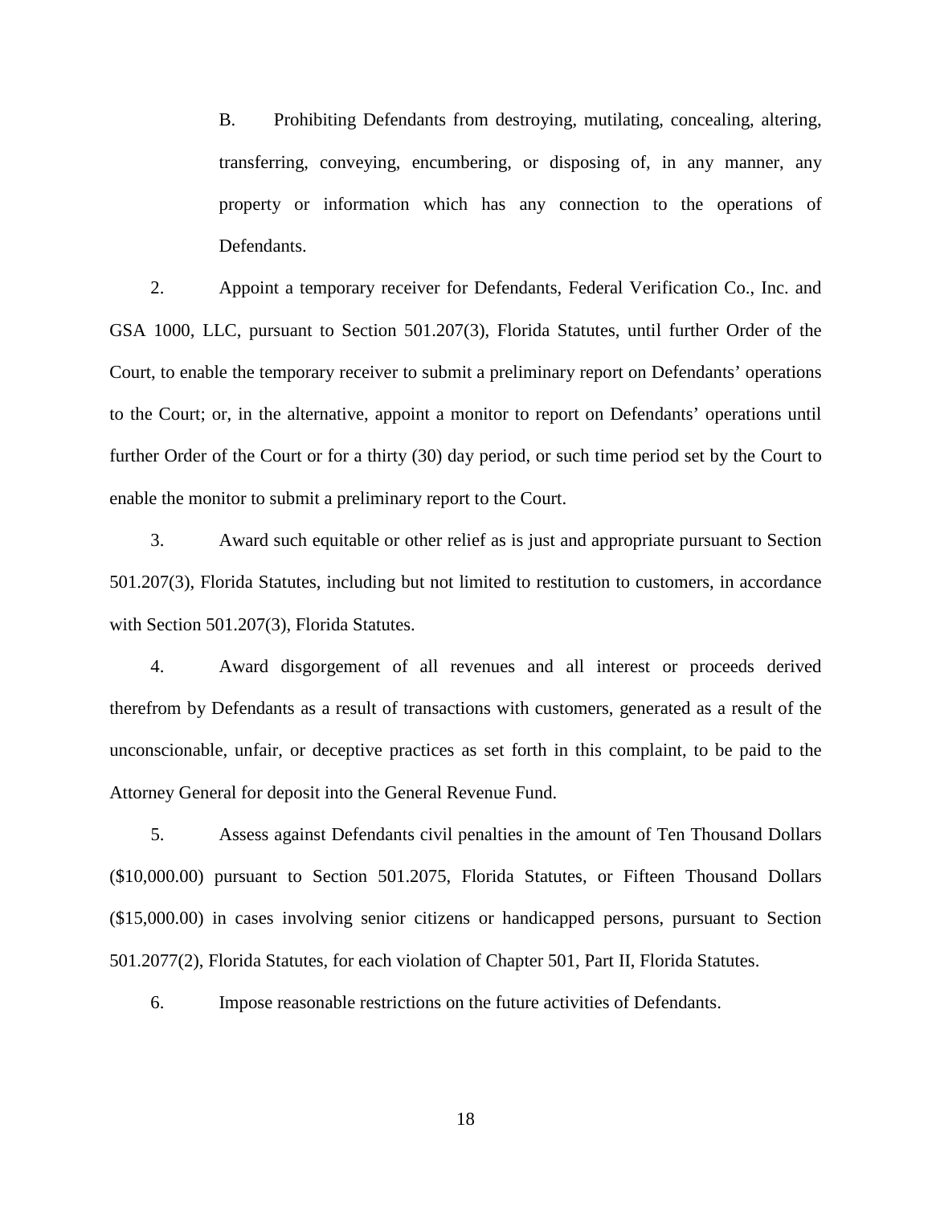B. Prohibiting Defendants from destroying, mutilating, concealing, altering, transferring, conveying, encumbering, or disposing of, in any manner, any property or information which has any connection to the operations of Defendants.

2. Appoint a temporary receiver for Defendants, Federal Verification Co., Inc. and GSA 1000, LLC, pursuant to Section 501.207(3), Florida Statutes, until further Order of the Court, to enable the temporary receiver to submit a preliminary report on Defendants' operations to the Court; or, in the alternative, appoint a monitor to report on Defendants' operations until further Order of the Court or for a thirty (30) day period, or such time period set by the Court to enable the monitor to submit a preliminary report to the Court.

3. Award such equitable or other relief as is just and appropriate pursuant to Section 501.207(3), Florida Statutes, including but not limited to restitution to customers, in accordance with Section 501.207(3), Florida Statutes.

4. Award disgorgement of all revenues and all interest or proceeds derived therefrom by Defendants as a result of transactions with customers, generated as a result of the unconscionable, unfair, or deceptive practices as set forth in this complaint, to be paid to the Attorney General for deposit into the General Revenue Fund.

5. Assess against Defendants civil penalties in the amount of Ten Thousand Dollars ($10,000.00) pursuant to Section 501.2075, Florida Statutes, or Fifteen Thousand Dollars ($15,000.00) in cases involving senior citizens or handicapped persons, pursuant to Section 501.2077(2), Florida Statutes, for each violation of Chapter 501, Part II, Florida Statutes.

6. Impose reasonable restrictions on the future activities of Defendants.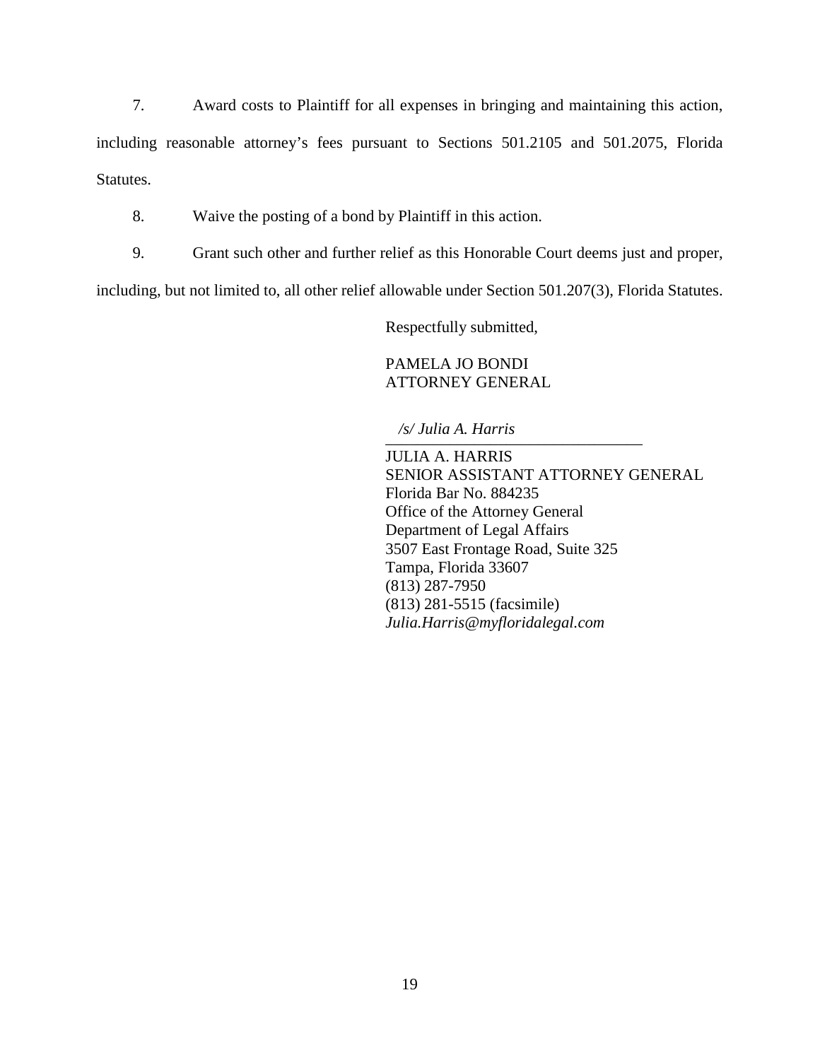7. Award costs to Plaintiff for all expenses in bringing and maintaining this action, including reasonable attorney's fees pursuant to Sections 501.2105 and 501.2075, Florida Statutes.

8. Waive the posting of a bond by Plaintiff in this action.

9. Grant such other and further relief as this Honorable Court deems just and proper, including, but not limited to, all other relief allowable under Section 501.207(3), Florida Statutes.

Respectfully submitted,

PAMELA JO BONDI
ATTORNEY GENERAL

*/s/ Julia A. Harris*

JULIA A. HARRIS
SENIOR ASSISTANT ATTORNEY GENERAL
Florida Bar No. 884235
Office of the Attorney General
Department of Legal Affairs
3507 East Frontage Road, Suite 325
Tampa, Florida 33607
(813) 287-7950
(813) 281-5515 (facsimile)
*Julia.Harris@myfloridalegal.com*